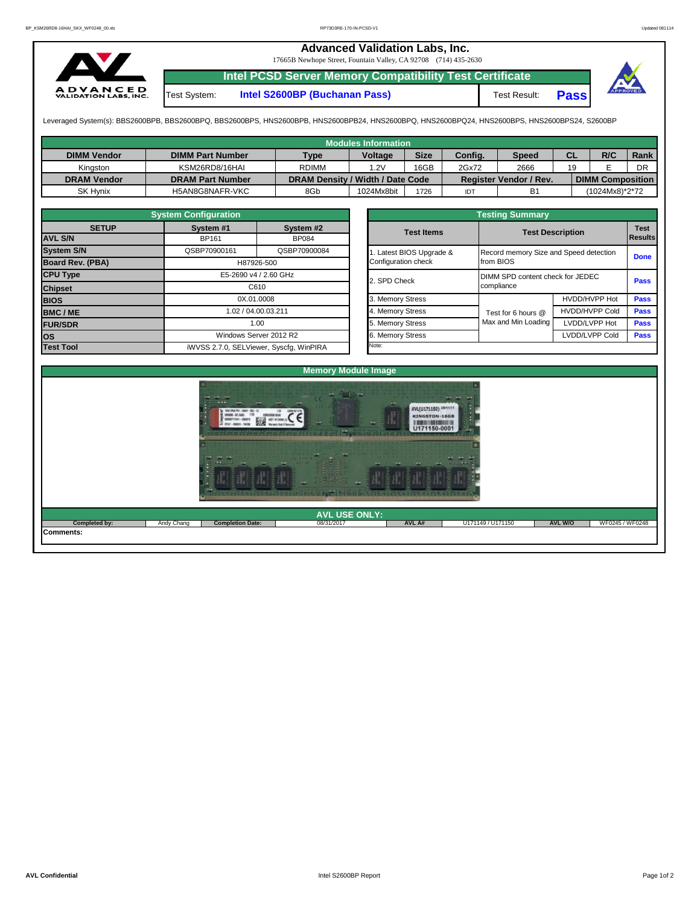# Advanced Validation Labs, Inc.

17665B Newhope Street, Fountain Valley, CA 92708 (714) 435-2630

## Intel PCSD Server Memory Compatibility Test Certificate

| Test System: | Intel S2600BP (Buchanan Pass) | Test Result: | Pass |
|---|---|---|---|

Leveraged System(s): BBS2600BPB, BBS2600BPQ, BBS2600BPS, HNS2600BPB, HNS2600BPB24, HNS2600BPQ, HNS2600BPQ24, HNS2600BPS, HNS2600BPS24, S2600BP

### Modules Information

| DIMM Vendor | DIMM Part Number | Type | Voltage | Size | Config. | Speed | CL | R/C | Rank |
|---|---|---|---|---|---|---|---|---|---|
| Kingston | KSM26RD8/16HAI | RDIMM | 1.2V | 16GB | 2Gx72 | 2666 | 19 | E | DR |
| **DRAM Vendor** | **DRAM Part Number** | **DRAM Density / Width / Date Code** | | | **Register Vendor / Rev.** | | **DIMM Composition** | | |
| SK Hynix | H5AN8G8NAFR-VKC | 8Gb | 1024Mx8bit | 1726 | IDT | B1 | (1024Mx8)*2*72 | | |

### System Configuration

| SETUP | System #1 | System #2 |
|---|---|---|
| AVL S/N | BP161 | BP084 |
| System S/N | QSBP70900161 | QSBP70900084 |
| Board Rev. (PBA) | H87926-500 | |
| CPU Type | E5-2690 v4 / 2.60 GHz | |
| Chipset | C610 | |
| BIOS | 0X.01.0008 | |
| BMC / ME | 1.02 / 04.00.03.211 | |
| FUR/SDR | 1.00 | |
| OS | Windows Server 2012 R2 | |
| Test Tool | iWVSS 2.7.0, SELViewer, Syscfg, WinPIRA | |

### Testing Summary

| Test Items | Test Description | | Test Results |
|---|---|---|---|
| 1. Latest BIOS Upgrade & Configuration check | Record memory Size and Speed detection from BIOS | | Done |
| 2. SPD Check | DIMM SPD content check for JEDEC compliance | | Pass |
| 3. Memory Stress | Test for 6 hours @ Max and Min Loading | HVDD/HVPP Hot | Pass |
| 4. Memory Stress | | HVDD/HVPP Cold | Pass |
| 5. Memory Stress | | LVDD/LVPP Hot | Pass |
| 6. Memory Stress | | LVDD/LVPP Cold | Pass |
| Note: | | | |

### Memory Module Image

### AVL USE ONLY:

| Completed by: | Andy Chang | Completion Date: | 08/31/2017 | AVL A#: | U171149 / U171150 | AVL W/O | WF0245 / WF0248 |
|---|---|---|---|---|---|---|---|

**Comments:**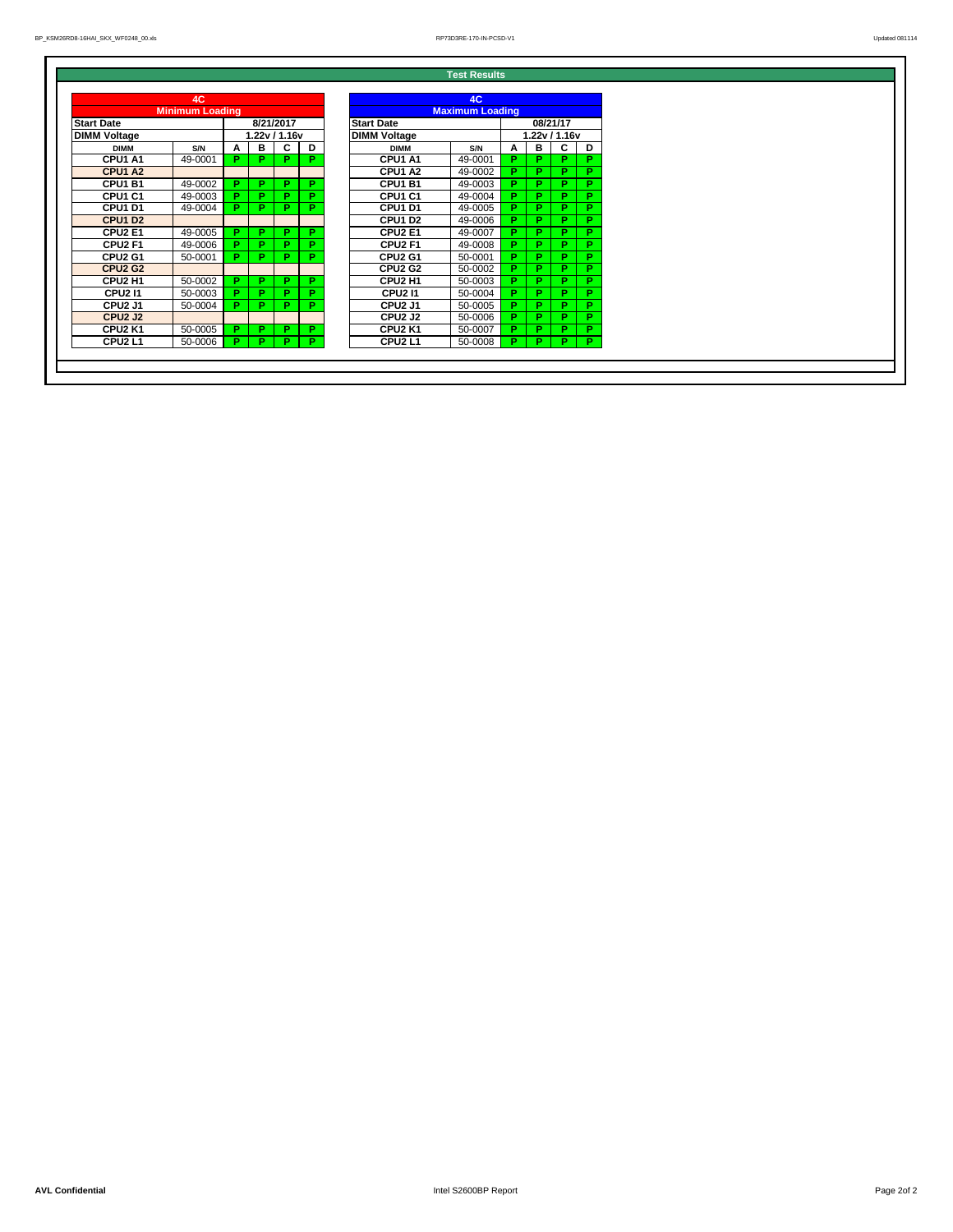## Test Results

| 4C Minimum Loading | | | | | |
|---|---|---|---|---|---|
| **Start Date** | | 8/21/2017 | | | |
| **DIMM Voltage** | | 1.22v / 1.16v | | | |
| **DIMM** | **S/N** | **A** | **B** | **C** | **D** |
| **CPU1 A1** | 49-0001 | P | P | P | P |
| **CPU1 A2** | | | | | |
| **CPU1 B1** | 49-0002 | P | P | P | P |
| **CPU1 C1** | 49-0003 | P | P | P | P |
| **CPU1 D1** | 49-0004 | P | P | P | P |
| **CPU1 D2** | | | | | |
| **CPU2 E1** | 49-0005 | P | P | P | P |
| **CPU2 F1** | 49-0006 | P | P | P | P |
| **CPU2 G1** | 50-0001 | P | P | P | P |
| **CPU2 G2** | | | | | |
| **CPU2 H1** | 50-0002 | P | P | P | P |
| **CPU2 I1** | 50-0003 | P | P | P | P |
| **CPU2 J1** | 50-0004 | P | P | P | P |
| **CPU2 J2** | | | | | |
| **CPU2 K1** | 50-0005 | P | P | P | P |
| **CPU2 L1** | 50-0006 | P | P | P | P |

| 4C Maximum Loading | | | | | |
|---|---|---|---|---|---|
| **Start Date** | | 08/21/17 | | | |
| **DIMM Voltage** | | 1.22v / 1.16v | | | |
| **DIMM** | **S/N** | **A** | **B** | **C** | **D** |
| **CPU1 A1** | 49-0001 | P | P | P | P |
| **CPU1 A2** | 49-0002 | P | P | P | P |
| **CPU1 B1** | 49-0003 | P | P | P | P |
| **CPU1 C1** | 49-0004 | P | P | P | P |
| **CPU1 D1** | 49-0005 | P | P | P | P |
| **CPU1 D2** | 49-0006 | P | P | P | P |
| **CPU2 E1** | 49-0007 | P | P | P | P |
| **CPU2 F1** | 49-0008 | P | P | P | P |
| **CPU2 G1** | 50-0001 | P | P | P | P |
| **CPU2 G2** | 50-0002 | P | P | P | P |
| **CPU2 H1** | 50-0003 | P | P | P | P |
| **CPU2 I1** | 50-0004 | P | P | P | P |
| **CPU2 J1** | 50-0005 | P | P | P | P |
| **CPU2 J2** | 50-0006 | P | P | P | P |
| **CPU2 K1** | 50-0007 | P | P | P | P |
| **CPU2 L1** | 50-0008 | P | P | P | P |